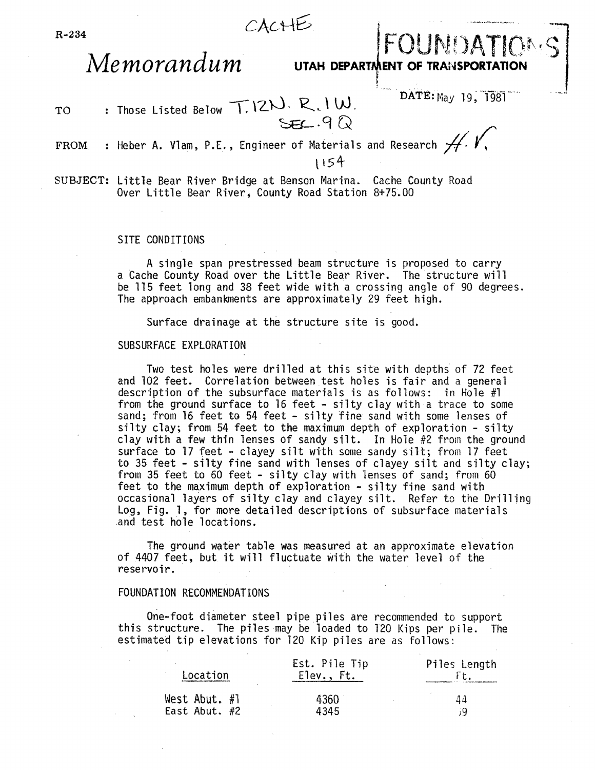R-234

CACHE

FOUNDATIONS

# *Memorandum*

**UTAH DEPARTMENT OF TRANSPORTATION**

DATE: May 19, 1981

TO : Those Listed Below T.12N. R.1W. SEC.9 Q

FROM : Heber A. Vlam, P.E., Engineer of Materials and Research H.V.

1154

SUBJECT: Little Bear River Bridge at Benson Marina. Cache County Road Over Little Bear River, County Road Station 8+75.00

## SITE CONDITIONS

A single span prestressed beam structure is proposed to carry a Cache County Road over the Little Bear River. The structure will be 115 feet long and 38 feet wide with a crossing angle of 90 degrees. The approach embankments are approximately 29 feet high.

Surface drainage at the structure site is good.

## SUBSURFACE EXPLORATION

Two test holes were drilled at this site with depths of 72 feet and 102 feet. Correlation between test holes is fair and a general description of the subsurface materials is as follows: in Hole #1 from the ground surface to 16 feet - silty clay with a trace to some sand; from 16 feet to 54 feet - silty fine sand with some lenses of silty clay; from 54 feet to the maximum depth of exploration - silty clay with a few thin lenses of sandy silt. In Hole #2 from the ground surface to 17 feet - clayey silt with some sandy silt; from 17 feet to 35 feet - silty fine sand with lenses of clayey silt and silty clay; from 35 feet to 60 feet - silty clay with lenses of sand; from 60 feet to the maximum depth of exploration - silty fine sand with occasional layers of silty clay and clayey silt. Refer to the Drilling Log, Fig. 1, for more detailed descriptions of subsurface materials and test hole locations.

The ground water table was measured at an approximate elevation of 4407 feet, but it will fluctuate with the water level of the reservoir.

## FOUNDATION RECOMMENDATIONS

One-foot diameter steel pipe piles are recommended to support this structure. The piles may be loaded to 120 Kips per pile. The estimated tip elevations for 120 Kip piles are as follows:

| Location | Est. Pile Tip Elev., Ft. | Piles Length Ft. |
|---|---|---|
| West Abut. #1 | 4360 | 44 |
| East Abut. #2 | 4345 | 59 |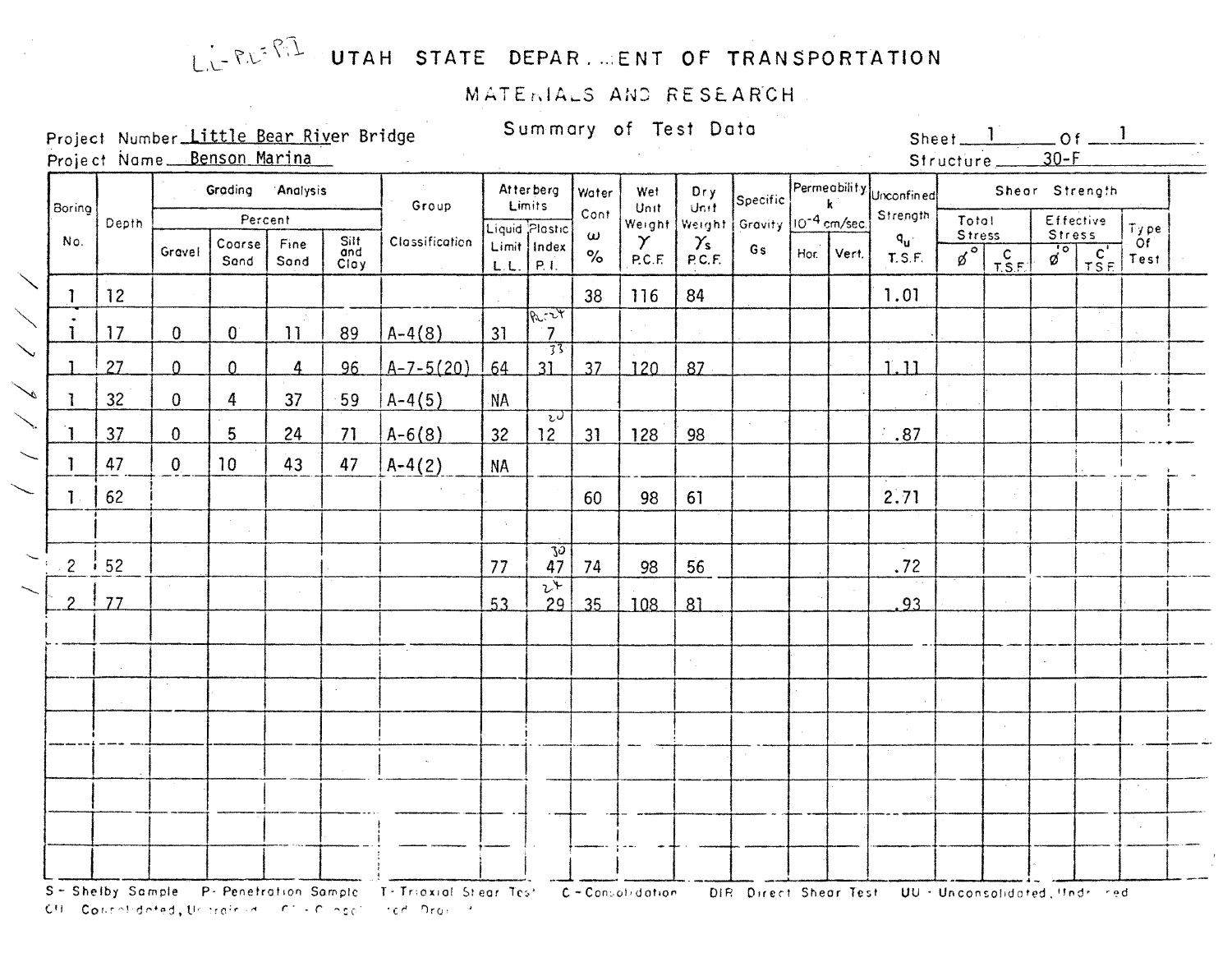L.L-P.L=P.I

# UTAH STATE DEPAR...ENT OF TRANSPORTATION

## MATERIALS AND RESEARCH

### Summary of Test Data

Project Number Little Bear River Bridge

Project Name Benson Marina

Sheet 1 Of 1

Structure 30-F

| Boring No. | Depth | Grading Analysis Percent | | | | Group Classification | Atterberg Limits | | Water Cont $\omega$ % | Wet Unit Weight $\gamma$ P.C.F. | Dry Unit Weight $\gamma_s$ P.C.F. | Specific Gravity Gs | Permeability k $10^{-4}$ cm/sec. | | Unconfined Strength $q_u$ T.S.F. | Shear Strength | | | | Type Of Test |
|---|---|---|---|---|---|---|---|---|---|---|---|---|---|---|---|---|---|---|---|---|
| | | Gravel | Coarse Sand | Fine Sand | Silt and Clay | | Liquid Limit L.L. | Plastic Index P.I. | | | | | Hor. | Vert. | | Total Stress $\phi^\circ$ | Total Stress C T.S.F. | Effective Stress $\phi'^\circ$ | Effective Stress C' T.S.F. | |
| 1 | 12 | | | | | | | | 38 | 116 | 84 | | | | 1.01 | | | | | |
| 1 | 17 | 0 | 0 | 11 | 89 | A-4(8) | 31 | 7 (PL=24) | | | | | | | | | | | | |
| 1 | 27 | 0 | 0 | 4 | 96 | A-7-5(20) | 64 | 31 (33) | 37 | 120 | 87 | | | | 1.11 | | | | | |
| 1 | 32 | 0 | 4 | 37 | 59 | A-4(5) | NA | | | | | | | | | | | | | |
| 1 | 37 | 0 | 5 | 24 | 71 | A-6(8) | 32 | 12 (20) | 31 | 128 | 98 | | | | .87 | | | | | |
| 1 | 47 | 0 | 10 | 43 | 47 | A-4(2) | NA | | | | | | | | | | | | | |
| 1 | 62 | | | | | | | | 60 | 98 | 61 | | | | 2.71 | | | | | |
| 2 | 52 | | | | | | 77 | 47 (30) | 74 | 98 | 56 | | | | .72 | | | | | |
| 2 | 77 | | | | | | 53 | 29 (24) | 35 | 108 | 81 | | | | .93 | | | | | |

S - Shelby Sample P - Penetration Sample T - Triaxial Shear Test C - Consolidation DIR Direct Shear Test UU - Unconsolidated, Undrained CU Consolidated, Undrained CD - Consolidated Drained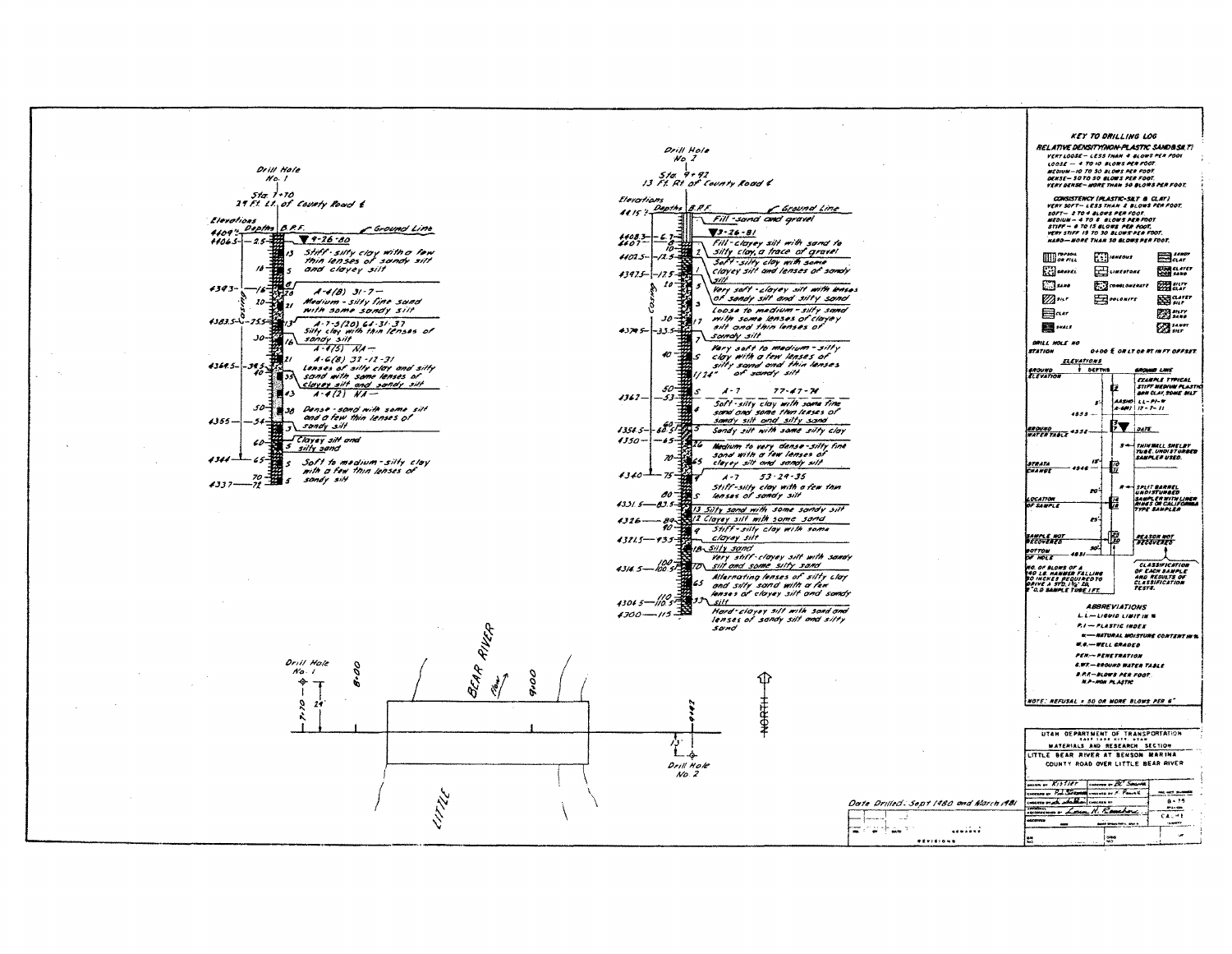## Drill Hole No. 1

Sta. 7+70
24 Ft. Lt. of County Road ℄

| Elevations | Depths | B.P.F. | Description |
|---|---|---|---|
| 4409± | | | Ground Line |
| 4406.5 | 2.5 | | ▼ 9-26-80 |
| | | 13 | Stiff - silty clay with a few thin lenses of sandy silt and clayey silt |
| | 10 | 5 | |
| 4393 | 16 | 8 | |
| | | 10 | A-4(8) 31-7- |
| | 20 | 21 | Medium - silty fine sand with some sandy silt |
| 4383.5 | 25.5 | 13 | A-7-5(20) 64-31-37 Silty clay with thin lenses of sandy silt |
| | 30 | 16 | A-4(5) NA- |
| 4369.5 | 39.5 | 21 | A-6(8) 33-12-31 |
| | 40 | 35 | Lenses of silty clay and silty sand with some lenses of clayey silt and sandy silt |
| | | 43 | A-4(2) NA- |
| | 50 | 38 | Dense - sand with some silt and a few thin lenses of sandy silt |
| 4355 | 54 | 3 | |
| | 60 | 5 | Clayey silt and silty sand |
| 4344 | 65 | 5 | Soft to medium - silty clay with a few thin lenses of sandy silt |
| 4337 | 70 / 72 | 5 | |

Casing

## Drill Hole No. 2

Sta. 9+92
13 Ft. Rt. of County Road ℄

| Elevations | Depths | B.P.F. | Description |
|---|---|---|---|
| 4415± | | | Ground Line |
| | | | Fill - sand and gravel |
| 4408.3 | 6.7 | | ▼ 9-26-81 |
| 4407 | 8 / 10 | 2 | Fill - clayey silt with sand to silty clay, a trace of gravel |
| 4402.5 | 12.5 | 1 | Soft - silty clay with some clayey silt and lenses of sandy silt |
| 4397.5 | 17.5 / 20 | 3 | Very soft - clayey silt with lenses of sandy silt and silty sand |
| | 30 | 17 | Loose to medium - silty sand with some lenses of clayey silt and thin lenses of sandy silt |
| 4379.5 | 33.5 | 7 | |
| | 40 | 5 | Very soft to medium - silty clay with a few lenses of silty sand and thin lenses of sandy silt |
| | | 1/24" | |
| | 50 | 5 | A-7 77-47-74 |
| 4362 | 53 | 4 | Soft - silty clay with some fine sand and some thin lenses of sandy silt and silty sand |
| 4354.5 | 60.5 | 5 | Sandy silt with some silty clay |
| 4350 | 65 | 26 | Medium to very dense - silty fine sand with a few lenses of clayey silt and sandy silt |
| | 70 | 65 | |
| 4340 | 75 | | A-7 53-29-35 |
| | 80 | 5 | Stiff - silty clay with a few thin lenses of sandy silt |
| 4331.5 | 83.5 | 13 | Silty sand with some sandy silt |
| 4326 | 89 | 12 | Clayey silt with some sand |
| | 90 | 9 | Stiff - silty clay with some clayey silt |
| 4321.5 | 93.5 | 18 | Silty sand |
| 4314.5 | 100 / 100.5 | 70 | Very stiff - clayey silt with sandy silt and some silty sand |
| | | 65 | Alternating lenses of silty clay and silty sand with a few lenses of clayey silt and sandy silt |
| 4304.5 | 110 / 110.5 | 33 | |
| 4300 | 115 | | Hard - clayey silt with sand and lenses of sandy silt and silty sand |

Casing

Drill Hole No. 1 — 7+70 — 24' — 8+00 — BEAR RIVER (flow) — 9+00 — LITTLE — 9+92 — 13' — Drill Hole No. 2 — NORTH

Date Drilled: Sept 1980 and March 1981

## KEY TO DRILLING LOG

**RELATIVE DENSITY (NON-PLASTIC SANDS & SILT)**
- VERY LOOSE — LESS THAN 4 BLOWS PER FOOT
- LOOSE — 4 TO 10 BLOWS PER FOOT
- MEDIUM — 10 TO 30 BLOWS PER FOOT
- DENSE — 30 TO 50 BLOWS PER FOOT
- VERY DENSE — MORE THAN 50 BLOWS PER FOOT

**CONSISTENCY (PLASTIC-SILT & CLAY)**
- VERY SOFT — LESS THAN 2 BLOWS PER FOOT
- SOFT — 2 TO 4 BLOWS PER FOOT
- MEDIUM — 4 TO 8 BLOWS PER FOOT
- STIFF — 8 TO 15 BLOWS PER FOOT
- VERY STIFF 15 TO 30 BLOWS PER FOOT
- HARD — MORE THAN 30 BLOWS PER FOOT

Topsoil or Fill · Igneous · Sandy Clay · Gravel · Limestone · Clayey Sand · Sand · Conglomerate · Silty Clay · Silt · Dolomite · Clayey Silt · Clay · Silty Sand · Shale · Sandy Silt

DRILL HOLE NO
STATION 0+00 ℄ OR LT OR RT IN FT OFFSET

GROUND ELEVATION — ELEVATIONS — DEPTHS — GROUND LINE

EXAMPLE TYPICAL STIFF MEDIUM PLASTIC BRN CLAY, SOME SILT — AASHO A-6(8) LL-PI-W 17-7-11

4555 — GROUND WATER TABLE 4552 — DATE

THINWALL SHELBY TUBE, UNDISTURBED SAMPLER USED.

STRATA CHANGE 4546

SPLIT BARREL UNDISTURBED SAMPLER WITH LINER RINGS OR CALIFORNIA TYPE SAMPLER

LOCATION OF SAMPLE

SAMPLE NOT RECOVERED — REASON NOT RECOVERED

BOTTOM OF HOLE 4531

NO. OF BLOWS OF A 140 LB. HAMMER FALLING 30 INCHES REQUIRED TO DRIVE A STD. 1⅜" I.D. 2" O.D. SAMPLE TUBE 1 FT.

CLASSIFICATION OF EACH SAMPLE AND RESULTS OF CLASSIFICATION TESTS.

### ABBREVIATIONS
- L.L. — LIQUID LIMIT IN %
- P.I. — PLASTIC INDEX
- w — NATURAL MOISTURE CONTENT IN %
- W.G. — WELL GRADED
- PEN. — PENETRATION
- G.W.T. — GROUND WATER TABLE
- B.P.F. — BLOWS PER FOOT
- N.P. — NON PLASTIC

NOTE: REFUSAL = 50 OR MORE BLOWS PER 6"

UTAH DEPARTMENT OF TRANSPORTATION
SALT LAKE CITY, UTAH
MATERIALS AND RESEARCH SECTION
LITTLE BEAR RIVER AT BENSON MARINA
COUNTY ROAD OVER LITTLE BEAR RIVER

Drawn by Kistler · Checked by · B-15 · CA-1

REVISIONS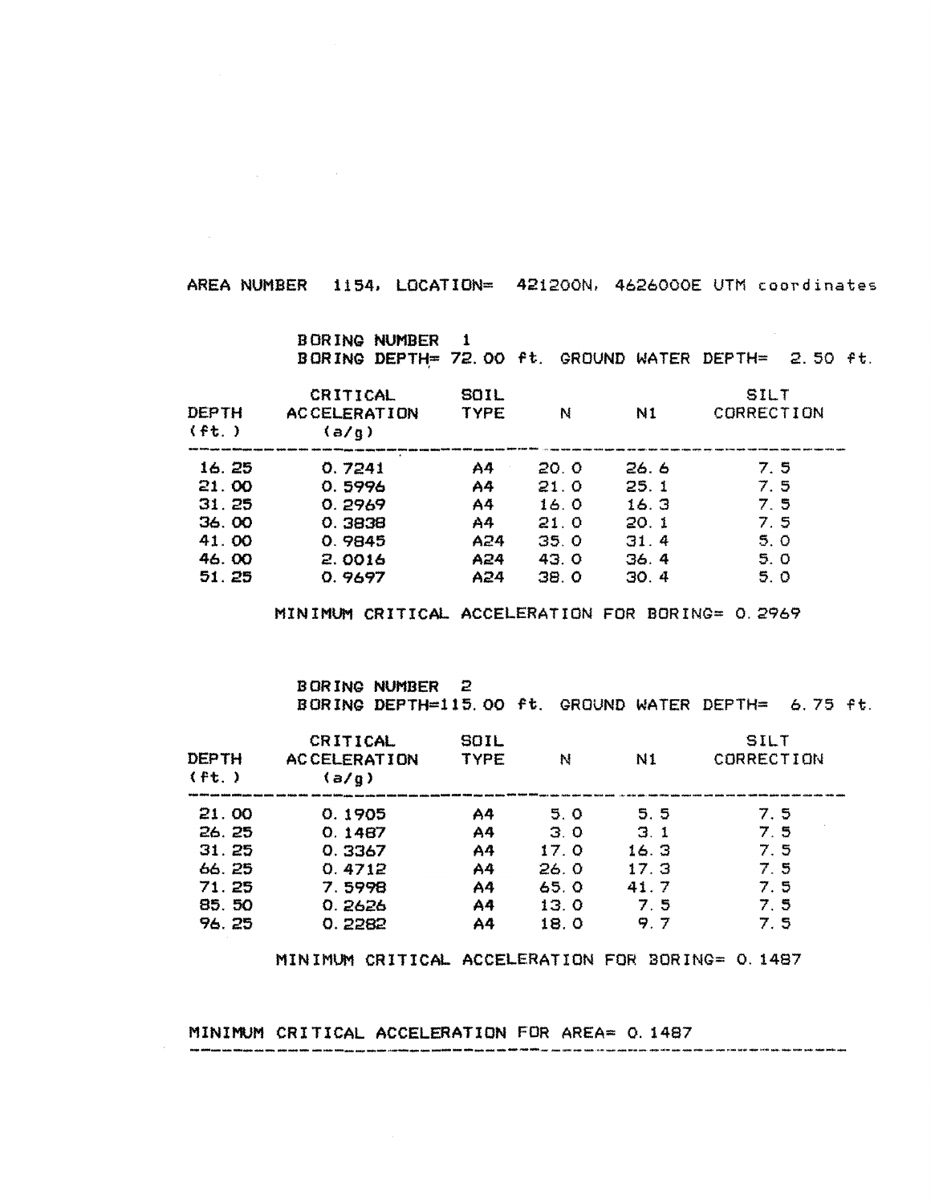AREA NUMBER 1154, LOCATION= 421200N, 4626000E UTM coordinates

BORING NUMBER 1
BORING DEPTH= 72.00 ft. GROUND WATER DEPTH= 2.50 ft.

| DEPTH (ft.) | CRITICAL ACCELERATION (a/g) | SOIL TYPE | N | N1 | SILT CORRECTION |
|---|---|---|---|---|---|
| 16.25 | 0.7241 | A4 | 20.0 | 26.6 | 7.5 |
| 21.00 | 0.5996 | A4 | 21.0 | 25.1 | 7.5 |
| 31.25 | 0.2969 | A4 | 16.0 | 16.3 | 7.5 |
| 36.00 | 0.3838 | A4 | 21.0 | 20.1 | 7.5 |
| 41.00 | 0.9845 | A24 | 35.0 | 31.4 | 5.0 |
| 46.00 | 2.0016 | A24 | 43.0 | 36.4 | 5.0 |
| 51.25 | 0.9697 | A24 | 38.0 | 30.4 | 5.0 |

MINIMUM CRITICAL ACCELERATION FOR BORING= 0.2969

BORING NUMBER 2
BORING DEPTH=115.00 ft. GROUND WATER DEPTH= 6.75 ft.

| DEPTH (ft.) | CRITICAL ACCELERATION (a/g) | SOIL TYPE | N | N1 | SILT CORRECTION |
|---|---|---|---|---|---|
| 21.00 | 0.1905 | A4 | 5.0 | 5.5 | 7.5 |
| 26.25 | 0.1487 | A4 | 3.0 | 3.1 | 7.5 |
| 31.25 | 0.3367 | A4 | 17.0 | 16.3 | 7.5 |
| 66.25 | 0.4712 | A4 | 26.0 | 17.3 | 7.5 |
| 71.25 | 7.5998 | A4 | 65.0 | 41.7 | 7.5 |
| 85.50 | 0.2626 | A4 | 13.0 | 7.5 | 7.5 |
| 96.25 | 0.2282 | A4 | 18.0 | 9.7 | 7.5 |

MINIMUM CRITICAL ACCELERATION FOR BORING= 0.1487

MINIMUM CRITICAL ACCELERATION FOR AREA= 0.1487